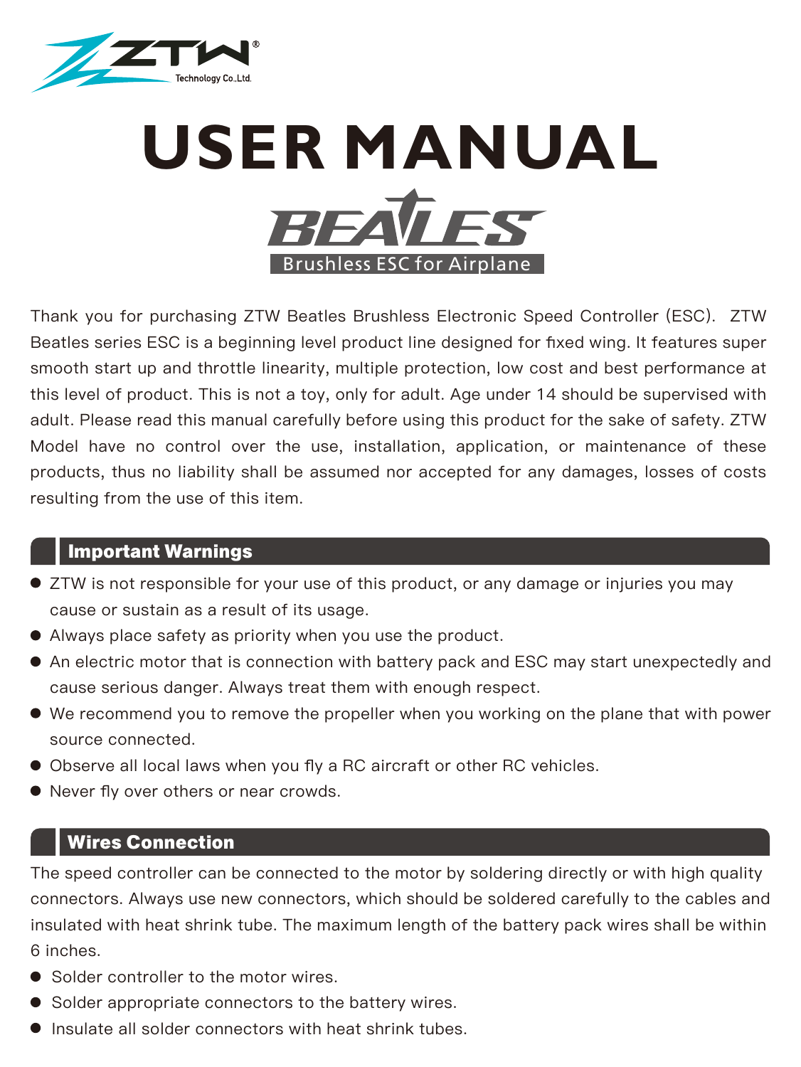ZTW® Technology Co.,Ltd.

# USER MANUAL

## BEATLES

Brushless ESC for Airplane

Thank you for purchasing ZTW Beatles Brushless Electronic Speed Controller (ESC). ZTW Beatles series ESC is a beginning level product line designed for fixed wing. It features super smooth start up and throttle linearity, multiple protection, low cost and best performance at this level of product. This is not a toy, only for adult. Age under 14 should be supervised with adult. Please read this manual carefully before using this product for the sake of safety. ZTW Model have no control over the use, installation, application, or maintenance of these products, thus no liability shall be assumed nor accepted for any damages, losses of costs resulting from the use of this item.

## Important Warnings

- ZTW is not responsible for your use of this product, or any damage or injuries you may cause or sustain as a result of its usage.
- Always place safety as priority when you use the product.
- An electric motor that is connection with battery pack and ESC may start unexpectedly and cause serious danger. Always treat them with enough respect.
- We recommend you to remove the propeller when you working on the plane that with power source connected.
- Observe all local laws when you fly a RC aircraft or other RC vehicles.
- Never fly over others or near crowds.

## Wires Connection

The speed controller can be connected to the motor by soldering directly or with high quality connectors. Always use new connectors, which should be soldered carefully to the cables and insulated with heat shrink tube. The maximum length of the battery pack wires shall be within 6 inches.

- Solder controller to the motor wires.
- Solder appropriate connectors to the battery wires.
- Insulate all solder connectors with heat shrink tubes.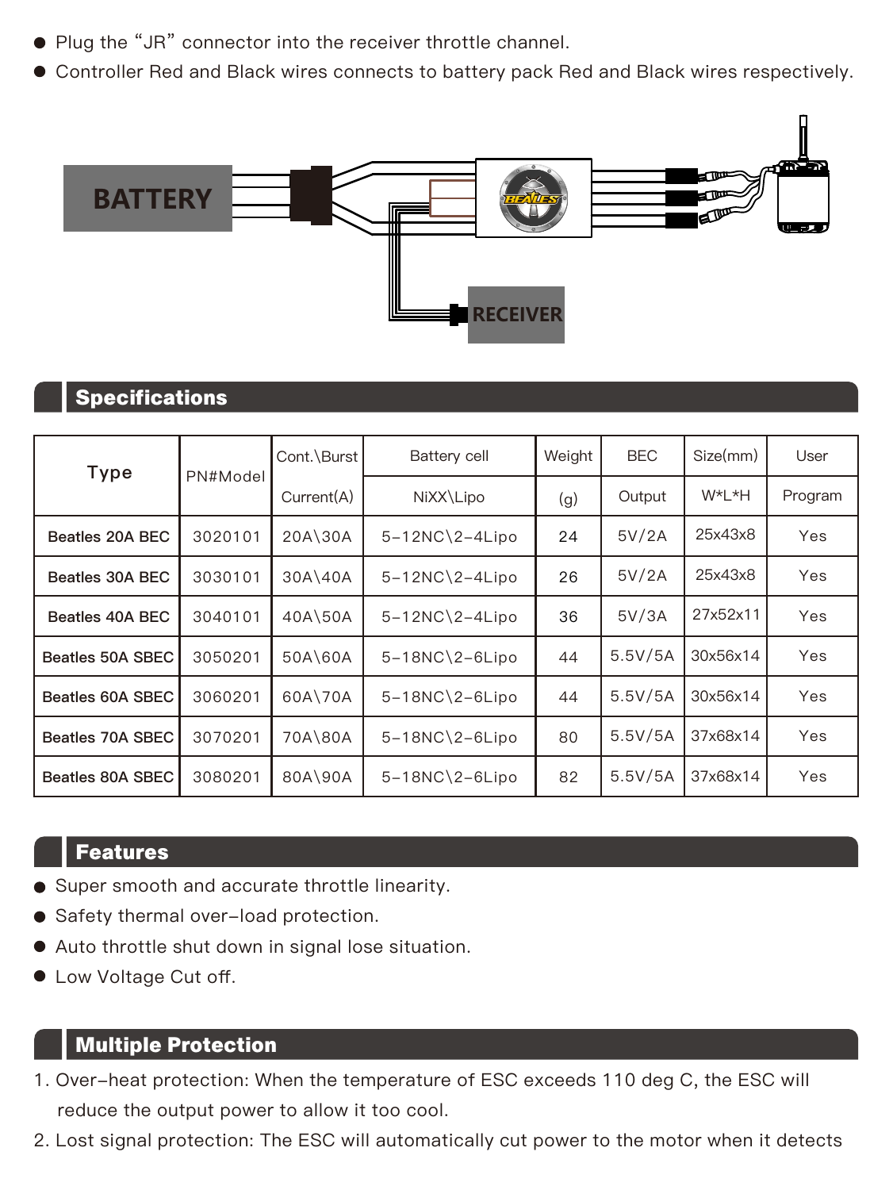- Plug the "JR" connector into the receiver throttle channel.
- Controller Red and Black wires connects to battery pack Red and Black wires respectively.

## Specifications

| Type | PN#Model | Cont.\Burst Current(A) | Battery cell NiXX\Lipo | Weight (g) | BEC Output | Size(mm) W*L*H | User Program |
|---|---|---|---|---|---|---|---|
| Beatles 20A BEC | 3020101 | 20A\30A | 5-12NC\2-4Lipo | 24 | 5V/2A | 25x43x8 | Yes |
| Beatles 30A BEC | 3030101 | 30A\40A | 5-12NC\2-4Lipo | 26 | 5V/2A | 25x43x8 | Yes |
| Beatles 40A BEC | 3040101 | 40A\50A | 5-12NC\2-4Lipo | 36 | 5V/3A | 27x52x11 | Yes |
| Beatles 50A SBEC | 3050201 | 50A\60A | 5-18NC\2-6Lipo | 44 | 5.5V/5A | 30x56x14 | Yes |
| Beatles 60A SBEC | 3060201 | 60A\70A | 5-18NC\2-6Lipo | 44 | 5.5V/5A | 30x56x14 | Yes |
| Beatles 70A SBEC | 3070201 | 70A\80A | 5-18NC\2-6Lipo | 80 | 5.5V/5A | 37x68x14 | Yes |
| Beatles 80A SBEC | 3080201 | 80A\90A | 5-18NC\2-6Lipo | 82 | 5.5V/5A | 37x68x14 | Yes |

## Features

- Super smooth and accurate throttle linearity.
- Safety thermal over-load protection.
- Auto throttle shut down in signal lose situation.
- Low Voltage Cut off.

## Multiple Protection

1. Over-heat protection: When the temperature of ESC exceeds 110 deg C, the ESC will reduce the output power to allow it too cool.
2. Lost signal protection: The ESC will automatically cut power to the motor when it detects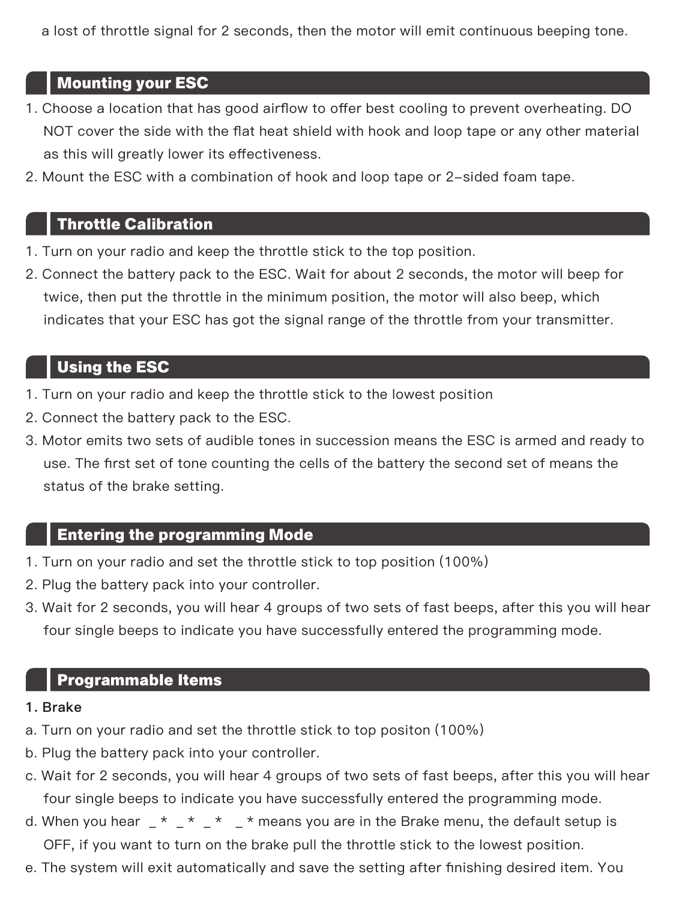a lost of throttle signal for 2 seconds, then the motor will emit continuous beeping tone.

## Mounting your ESC

1. Choose a location that has good airflow to offer best cooling to prevent overheating. DO NOT cover the side with the flat heat shield with hook and loop tape or any other material as this will greatly lower its effectiveness.
2. Mount the ESC with a combination of hook and loop tape or 2-sided foam tape.

## Throttle Calibration

1. Turn on your radio and keep the throttle stick to the top position.
2. Connect the battery pack to the ESC. Wait for about 2 seconds, the motor will beep for twice, then put the throttle in the minimum position, the motor will also beep, which indicates that your ESC has got the signal range of the throttle from your transmitter.

## Using the ESC

1. Turn on your radio and keep the throttle stick to the lowest position
2. Connect the battery pack to the ESC.
3. Motor emits two sets of audible tones in succession means the ESC is armed and ready to use. The first set of tone counting the cells of the battery the second set of means the status of the brake setting.

## Entering the programming Mode

1. Turn on your radio and set the throttle stick to top position (100%)
2. Plug the battery pack into your controller.
3. Wait for 2 seconds, you will hear 4 groups of two sets of fast beeps, after this you will hear four single beeps to indicate you have successfully entered the programming mode.

## Programmable Items

**1. Brake**

a. Turn on your radio and set the throttle stick to top positon (100%)
b. Plug the battery pack into your controller.
c. Wait for 2 seconds, you will hear 4 groups of two sets of fast beeps, after this you will hear four single beeps to indicate you have successfully entered the programming mode.
d. When you hear _ * _ * _ * _ * means you are in the Brake menu, the default setup is OFF, if you want to turn on the brake pull the throttle stick to the lowest position.
e. The system will exit automatically and save the setting after finishing desired item. You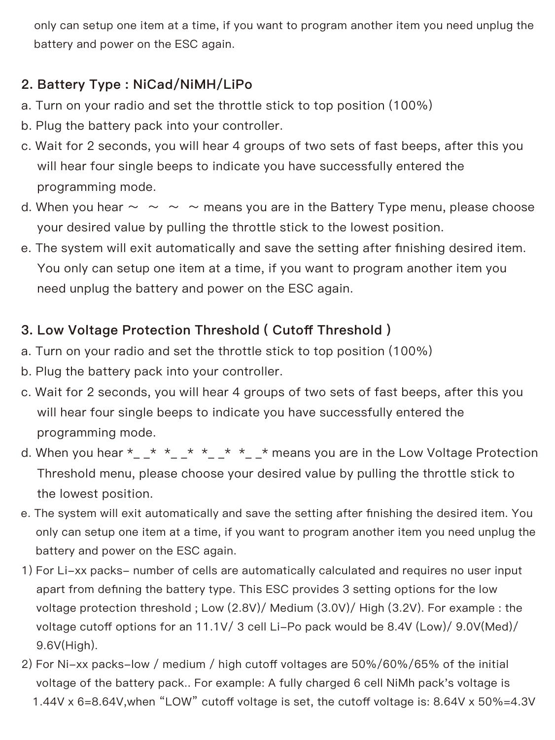only can setup one item at a time, if you want to program another item you need unplug the battery and power on the ESC again.

## 2. Battery Type : NiCad/NiMH/LiPo

a. Turn on your radio and set the throttle stick to top position (100%)
b. Plug the battery pack into your controller.
c. Wait for 2 seconds, you will hear 4 groups of two sets of fast beeps, after this you will hear four single beeps to indicate you have successfully entered the programming mode.
d. When you hear ～ ～ ～ ～ means you are in the Battery Type menu, please choose your desired value by pulling the throttle stick to the lowest position.
e. The system will exit automatically and save the setting after finishing desired item. You only can setup one item at a time, if you want to program another item you need unplug the battery and power on the ESC again.

## 3. Low Voltage Protection Threshold ( Cutoff Threshold )

a. Turn on your radio and set the throttle stick to top position (100%)
b. Plug the battery pack into your controller.
c. Wait for 2 seconds, you will hear 4 groups of two sets of fast beeps, after this you will hear four single beeps to indicate you have successfully entered the programming mode.
d. When you hear *_ _* *_ _* *_ _* *_ _* means you are in the Low Voltage Protection Threshold menu, please choose your desired value by pulling the throttle stick to the lowest position.
e. The system will exit automatically and save the setting after finishing the desired item. You only can setup one item at a time, if you want to program another item you need unplug the battery and power on the ESC again.

1) For Li-xx packs- number of cells are automatically calculated and requires no user input apart from defining the battery type. This ESC provides 3 setting options for the low voltage protection threshold ; Low (2.8V)/ Medium (3.0V)/ High (3.2V). For example : the voltage cutoff options for an 11.1V/ 3 cell Li-Po pack would be 8.4V (Low)/ 9.0V(Med)/ 9.6V(High).
2) For Ni-xx packs-low / medium / high cutoff voltages are 50%/60%/65% of the initial voltage of the battery pack.. For example: A fully charged 6 cell NiMh pack's voltage is 1.44V x 6=8.64V,when "LOW" cutoff voltage is set, the cutoff voltage is: 8.64V x 50%=4.3V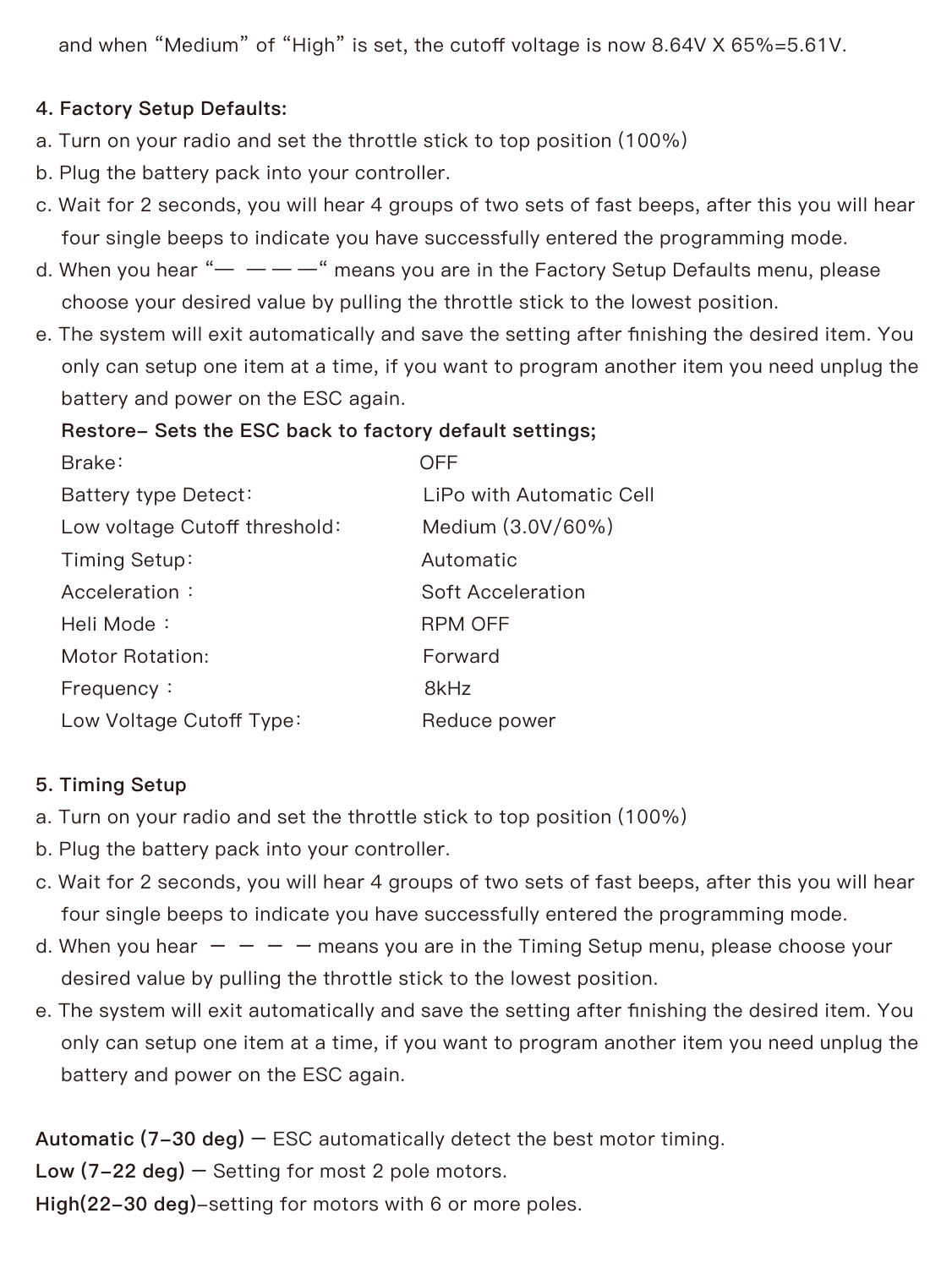and when "Medium" of "High" is set, the cutoff voltage is now 8.64V X 65%=5.61V.

### 4. Factory Setup Defaults:

a. Turn on your radio and set the throttle stick to top position (100%)

b. Plug the battery pack into your controller.

c. Wait for 2 seconds, you will hear 4 groups of two sets of fast beeps, after this you will hear four single beeps to indicate you have successfully entered the programming mode.

d. When you hear "— ———" means you are in the Factory Setup Defaults menu, please choose your desired value by pulling the throttle stick to the lowest position.

e. The system will exit automatically and save the setting after finishing the desired item. You only can setup one item at a time, if you want to program another item you need unplug the battery and power on the ESC again.

**Restore– Sets the ESC back to factory default settings;**

| | |
|---|---|
| Brake: | OFF |
| Battery type Detect: | LiPo with Automatic Cell |
| Low voltage Cutoff threshold: | Medium (3.0V/60%) |
| Timing Setup: | Automatic |
| Acceleration : | Soft Acceleration |
| Heli Mode : | RPM OFF |
| Motor Rotation: | Forward |
| Frequency : | 8kHz |
| Low Voltage Cutoff Type: | Reduce power |

### 5. Timing Setup

a. Turn on your radio and set the throttle stick to top position (100%)

b. Plug the battery pack into your controller.

c. Wait for 2 seconds, you will hear 4 groups of two sets of fast beeps, after this you will hear four single beeps to indicate you have successfully entered the programming mode.

d. When you hear — — — — means you are in the Timing Setup menu, please choose your desired value by pulling the throttle stick to the lowest position.

e. The system will exit automatically and save the setting after finishing the desired item. You only can setup one item at a time, if you want to program another item you need unplug the battery and power on the ESC again.

**Automatic (7–30 deg)** — ESC automatically detect the best motor timing.

**Low (7–22 deg)** — Setting for most 2 pole motors.

**High(22–30 deg)**–setting for motors with 6 or more poles.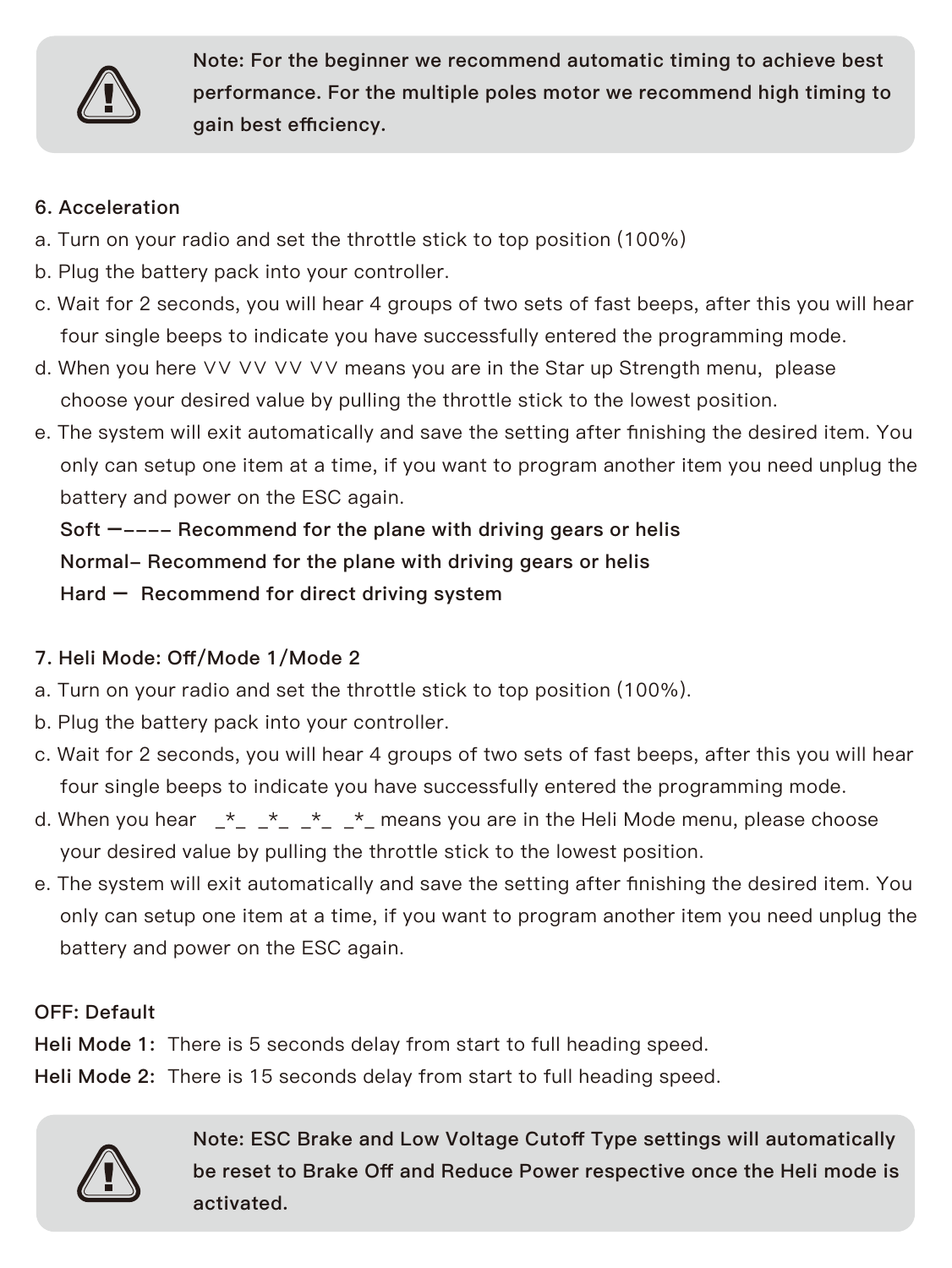**Note: For the beginner we recommend automatic timing to achieve best performance. For the multiple poles motor we recommend high timing to gain best efficiency.**

6. Acceleration

a. Turn on your radio and set the throttle stick to top position (100%)

b. Plug the battery pack into your controller.

c. Wait for 2 seconds, you will hear 4 groups of two sets of fast beeps, after this you will hear four single beeps to indicate you have successfully entered the programming mode.

d. When you here ∨∨ ∨∨ ∨∨ ∨∨ means you are in the Star up Strength menu, please choose your desired value by pulling the throttle stick to the lowest position.

e. The system will exit automatically and save the setting after finishing the desired item. You only can setup one item at a time, if you want to program another item you need unplug the battery and power on the ESC again.

**Soft —---- Recommend for the plane with driving gears or helis**

**Normal- Recommend for the plane with driving gears or helis**

**Hard — Recommend for direct driving system**

7. Heli Mode: Off/Mode 1/Mode 2

a. Turn on your radio and set the throttle stick to top position (100%).

b. Plug the battery pack into your controller.

c. Wait for 2 seconds, you will hear 4 groups of two sets of fast beeps, after this you will hear four single beeps to indicate you have successfully entered the programming mode.

d. When you hear _*_ _*_ _*_ _*_ means you are in the Heli Mode menu, please choose your desired value by pulling the throttle stick to the lowest position.

e. The system will exit automatically and save the setting after finishing the desired item. You only can setup one item at a time, if you want to program another item you need unplug the battery and power on the ESC again.

OFF: Default

**Heli Mode 1:** There is 5 seconds delay from start to full heading speed.

**Heli Mode 2:** There is 15 seconds delay from start to full heading speed.

**Note: ESC Brake and Low Voltage Cutoff Type settings will automatically be reset to Brake Off and Reduce Power respective once the Heli mode is activated.**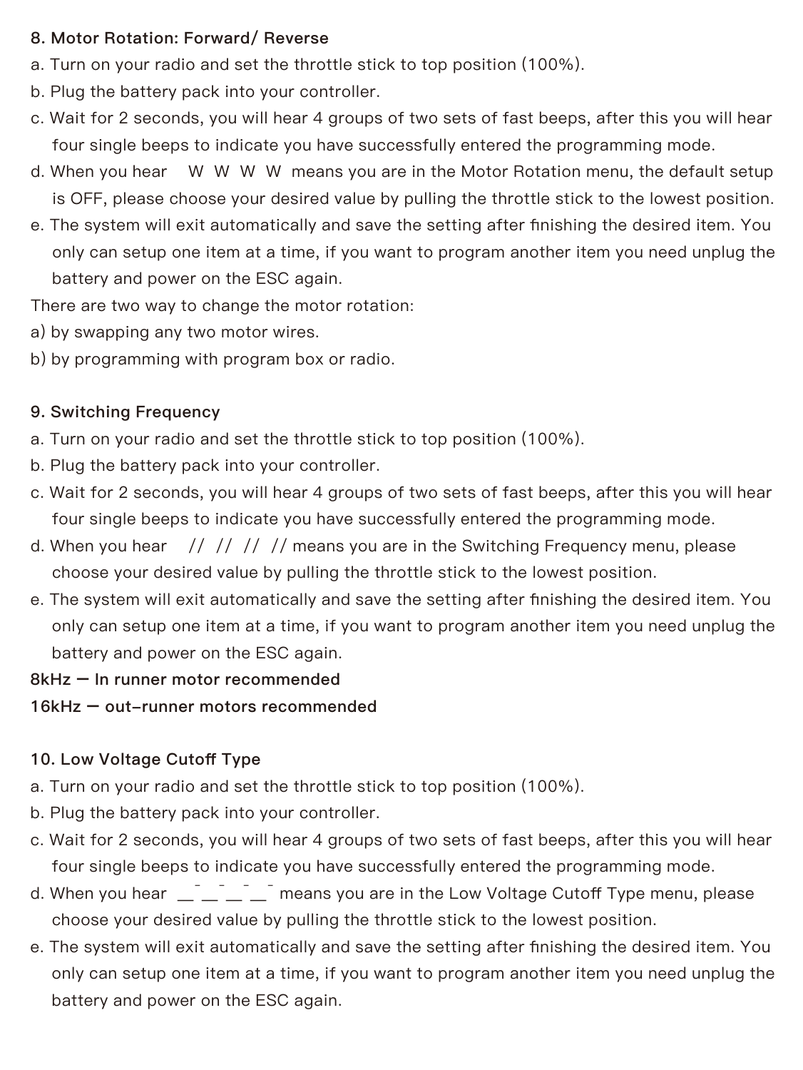### 8. Motor Rotation: Forward/ Reverse

a. Turn on your radio and set the throttle stick to top position (100%).
b. Plug the battery pack into your controller.
c. Wait for 2 seconds, you will hear 4 groups of two sets of fast beeps, after this you will hear four single beeps to indicate you have successfully entered the programming mode.
d. When you hear W W W W means you are in the Motor Rotation menu, the default setup is OFF, please choose your desired value by pulling the throttle stick to the lowest position.
e. The system will exit automatically and save the setting after finishing the desired item. You only can setup one item at a time, if you want to program another item you need unplug the battery and power on the ESC again.

There are two way to change the motor rotation:

a) by swapping any two motor wires.
b) by programming with program box or radio.

### 9. Switching Frequency

a. Turn on your radio and set the throttle stick to top position (100%).
b. Plug the battery pack into your controller.
c. Wait for 2 seconds, you will hear 4 groups of two sets of fast beeps, after this you will hear four single beeps to indicate you have successfully entered the programming mode.
d. When you hear // // // // means you are in the Switching Frequency menu, please choose your desired value by pulling the throttle stick to the lowest position.
e. The system will exit automatically and save the setting after finishing the desired item. You only can setup one item at a time, if you want to program another item you need unplug the battery and power on the ESC again.

**8kHz — In runner motor recommended**

**16kHz — out-runner motors recommended**

### 10. Low Voltage Cutoff Type

a. Turn on your radio and set the throttle stick to top position (100%).
b. Plug the battery pack into your controller.
c. Wait for 2 seconds, you will hear 4 groups of two sets of fast beeps, after this you will hear four single beeps to indicate you have successfully entered the programming mode.
d. When you hear __¯__¯__¯__¯ means you are in the Low Voltage Cutoff Type menu, please choose your desired value by pulling the throttle stick to the lowest position.
e. The system will exit automatically and save the setting after finishing the desired item. You only can setup one item at a time, if you want to program another item you need unplug the battery and power on the ESC again.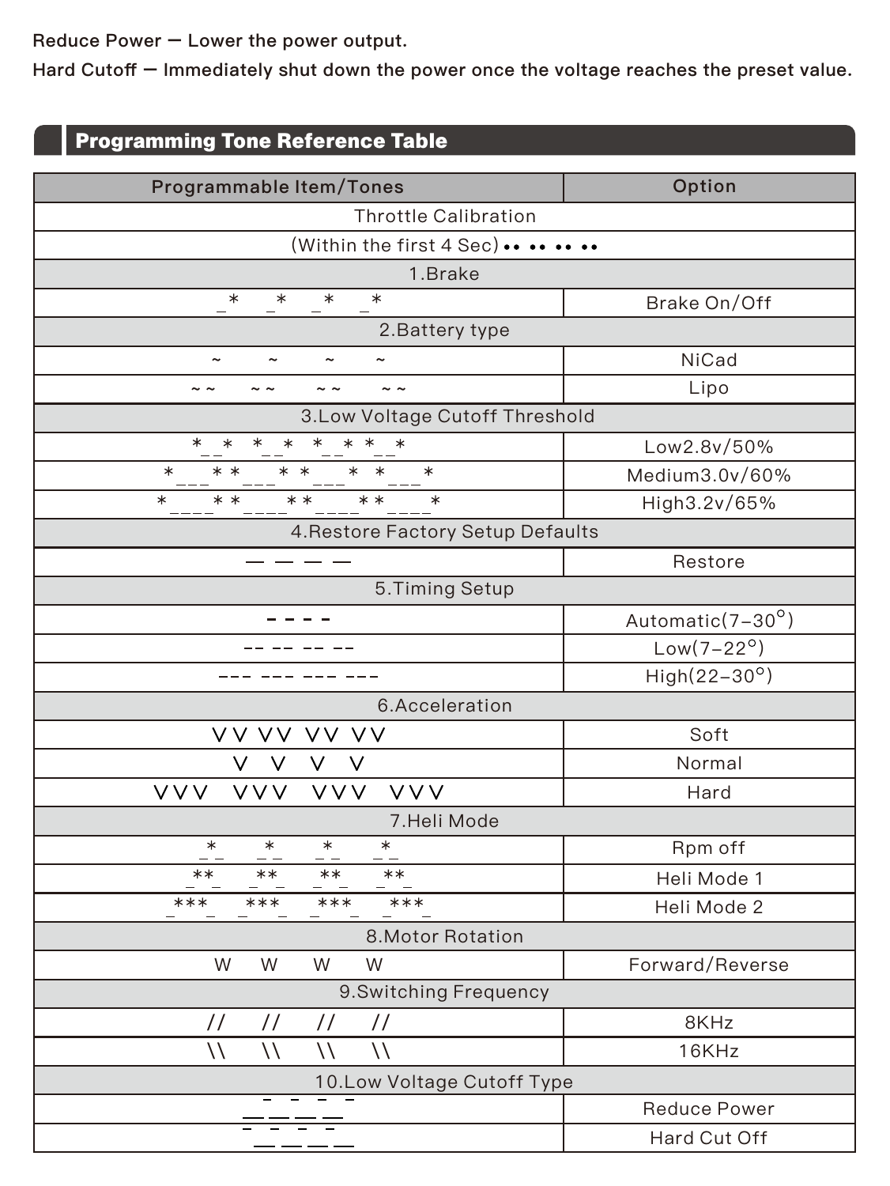Reduce Power — Lower the power output.

Hard Cutoff — Immediately shut down the power once the voltage reaches the preset value.

## Programming Tone Reference Table

| Programmable Item/Tones | Option |
|---|---|
| Throttle Calibration | |
| (Within the first 4 Sec) •• •• •• •• | |
| 1.Brake | |
| _* _* _* _* | Brake On/Off |
| 2.Battery type | |
| ~ ~ ~ ~ | NiCad |
| ~~ ~~ ~~ ~~ | Lipo |
| 3.Low Voltage Cutoff Threshold | |
| *__* *__* *__**__* | Low2.8v/50% |
| *___**___**___**___* | Medium3.0v/60% |
| *____**____**____**____* | High3.2v/65% |
| 4.Restore Factory Setup Defaults | |
| — — — — | Restore |
| 5.Timing Setup | |
| - - - - | Automatic(7-30°) |
| -- -- -- -- | Low(7-22°) |
| --- --- --- --- | High(22-30°) |
| 6.Acceleration | |
| VV VV VV VV | Soft |
| V V V V | Normal |
| VVV VVV VVV VVV | Hard |
| 7.Heli Mode | |
| _*_ _*_ _*_ _*_ | Rpm off |
| _**_ _**_ _**_ _**_ | Heli Mode 1 |
| _***_ _***_ _***_ _***_ | Heli Mode 2 |
| 8.Motor Rotation | |
| W W W W | Forward/Reverse |
| 9.Switching Frequency | |
| // // // // | 8KHz |
| \\ \\ \\ \\ | 16KHz |
| 10.Low Voltage Cutoff Type | |
| - - - - __ __ __ __ | Reduce Power |
| - - - - __ __ __ __ | Hard Cut Off |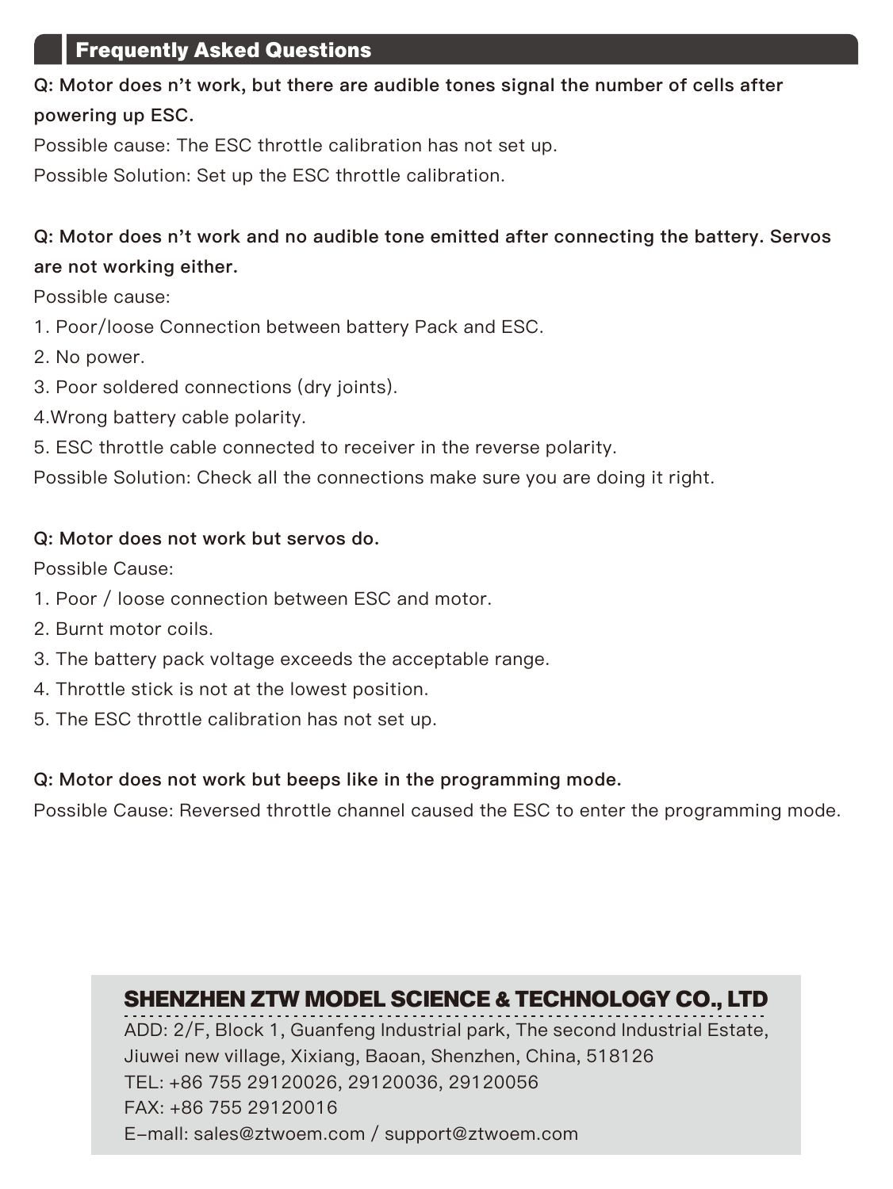## Frequently Asked Questions

**Q: Motor does n't work, but there are audible tones signal the number of cells after powering up ESC.**

Possible cause: The ESC throttle calibration has not set up.

Possible Solution: Set up the ESC throttle calibration.

**Q: Motor does n't work and no audible tone emitted after connecting the battery. Servos are not working either.**

Possible cause:

1. Poor/loose Connection between battery Pack and ESC.
2. No power.
3. Poor soldered connections (dry joints).
4. Wrong battery cable polarity.
5. ESC throttle cable connected to receiver in the reverse polarity.

Possible Solution: Check all the connections make sure you are doing it right.

**Q: Motor does not work but servos do.**

Possible Cause:

1. Poor / loose connection between ESC and motor.
2. Burnt motor coils.
3. The battery pack voltage exceeds the acceptable range.
4. Throttle stick is not at the lowest position.
5. The ESC throttle calibration has not set up.

**Q: Motor does not work but beeps like in the programming mode.**

Possible Cause: Reversed throttle channel caused the ESC to enter the programming mode.

**SHENZHEN ZTW MODEL SCIENCE & TECHNOLOGY CO., LTD**

ADD: 2/F, Block 1, Guanfeng Industrial park, The second Industrial Estate, Jiuwei new village, Xixiang, Baoan, Shenzhen, China, 518126

TEL: +86 755 29120026, 29120036, 29120056

FAX: +86 755 29120016

E-mall: sales@ztwoem.com / support@ztwoem.com